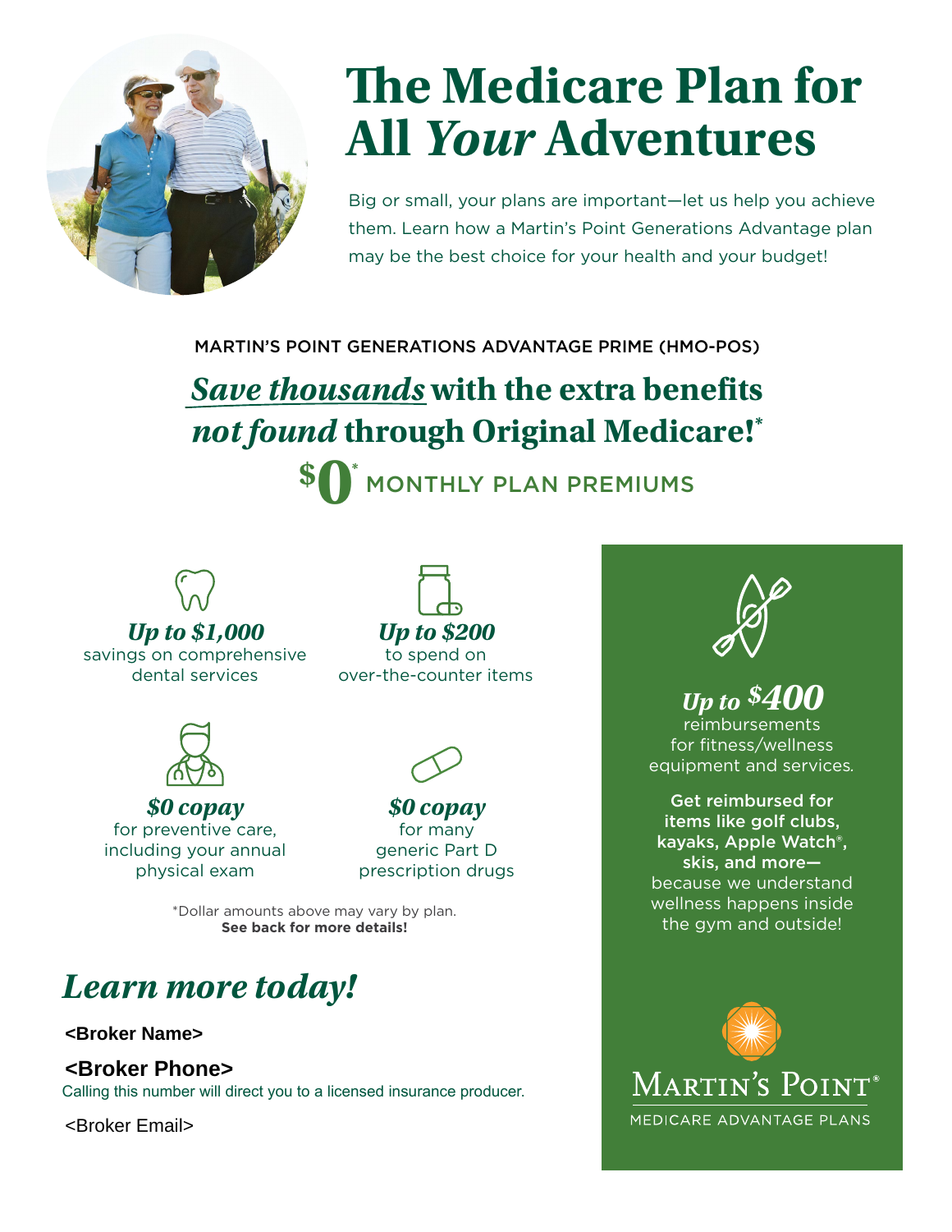# The Medicare Plan for All *Your* Adventures

Big or small, your plans are important—let us help you achieve them. Learn how a Martin's Point Generations Advantage plan may be the best choice for your health and your budget!

MARTIN'S POINT GENERATIONS ADVANTAGE PRIME (HMO-POS)

## *Save thousands* with the extra benefits *not found* through Original Medicare!*

**$0*** MONTHLY PLAN PREMIUMS

***Up to $1,000***
savings on comprehensive dental services

***Up to $200***
to spend on over-the-counter items

***$0 copay***
for preventive care, including your annual physical exam

***$0 copay***
for many generic Part D prescription drugs

*Dollar amounts above may vary by plan.
**See back for more details!**

***Up to $400***
reimbursements for fitness/wellness equipment and services.

**Get reimbursed for items like golf clubs, kayaks, Apple Watch®, skis, and more—** because we understand wellness happens inside the gym and outside!

## *Learn more today!*

**<Broker Name>**

**<Broker Phone>**
Calling this number will direct you to a licensed insurance producer.

<Broker Email>

MARTIN'S POINT®
MEDICARE ADVANTAGE PLANS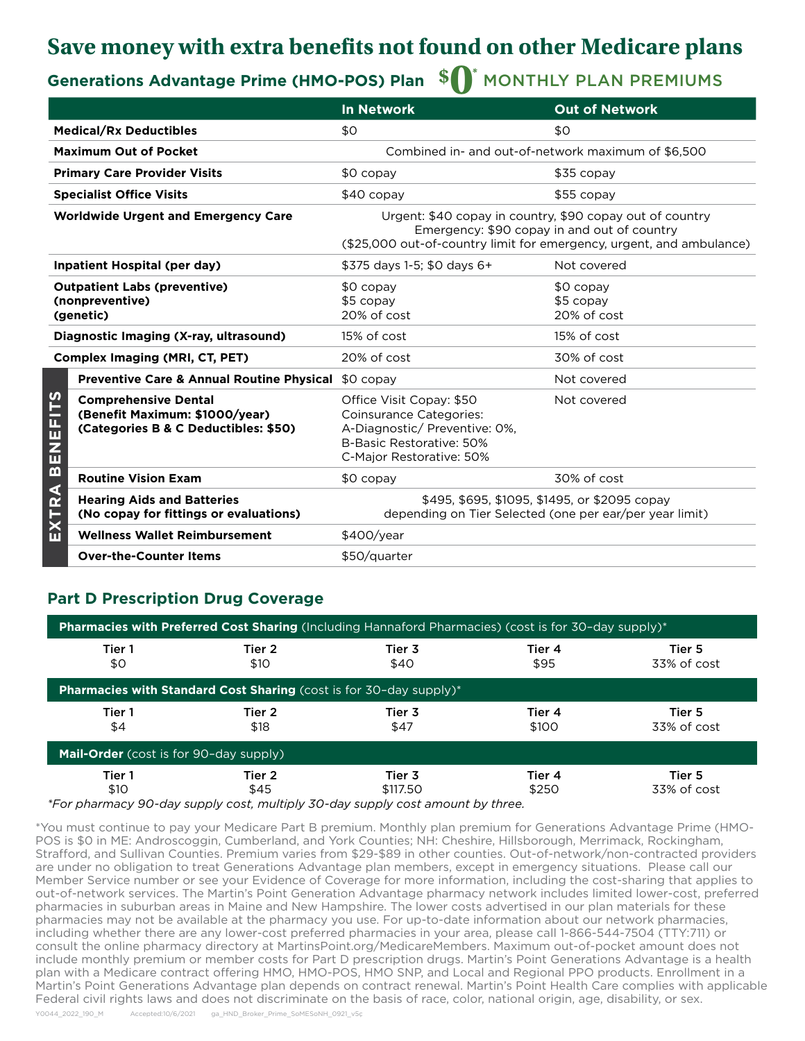# Save money with extra benefits not found on other Medicare plans

## Generations Advantage Prime (HMO-POS) Plan $0* MONTHLY PLAN PREMIUMS

| | | In Network | Out of Network |
|---|---|---|---|
| **Medical/Rx Deductibles** | | $0 | $0 |
| **Maximum Out of Pocket** | | Combined in- and out-of-network maximum of $6,500 | |
| **Primary Care Provider Visits** | | $0 copay | $35 copay |
| **Specialist Office Visits** | | $40 copay | $55 copay |
| **Worldwide Urgent and Emergency Care** | | Urgent: $40 copay in country, $90 copay out of country<br>Emergency: $90 copay in and out of country<br>($25,000 out-of-country limit for emergency, urgent, and ambulance) | |
| **Inpatient Hospital (per day)** | | $375 days 1-5; $0 days 6+ | Not covered |
| **Outpatient Labs (preventive)<br>(nonpreventive)<br>(genetic)** | | $0 copay<br>$5 copay<br>20% of cost | $0 copay<br>$5 copay<br>20% of cost |
| **Diagnostic Imaging (X-ray, ultrasound)** | | 15% of cost | 15% of cost |
| **Complex Imaging (MRI, CT, PET)** | | 20% of cost | 30% of cost |
| EXTRA BENEFITS | **Preventive Care & Annual Routine Physical** | $0 copay | Not covered |
| EXTRA BENEFITS | **Comprehensive Dental<br>(Benefit Maximum: $1000/year)<br>(Categories B & C Deductibles: $50)** | Office Visit Copay: $50<br>Coinsurance Categories:<br>A-Diagnostic/ Preventive: 0%,<br>B-Basic Restorative: 50%<br>C-Major Restorative: 50% | Not covered |
| EXTRA BENEFITS | **Routine Vision Exam** | $0 copay | 30% of cost |
| EXTRA BENEFITS | **Hearing Aids and Batteries<br>(No copay for fittings or evaluations)** | $495, $695, $1095, $1495, or $2095 copay depending on Tier Selected (one per ear/per year limit) | |
| EXTRA BENEFITS | **Wellness Wallet Reimbursement** | $400/year | |
| EXTRA BENEFITS | **Over-the-Counter Items** | $50/quarter | |

## Part D Prescription Drug Coverage

**Pharmacies with Preferred Cost Sharing** (Including Hannaford Pharmacies) (cost is for 30–day supply)*

| Tier 1 | Tier 2 | Tier 3 | Tier 4 | Tier 5 |
|---|---|---|---|---|
| $0 | $10 | $40 | $95 | 33% of cost |

**Pharmacies with Standard Cost Sharing** (cost is for 30–day supply)*

| Tier 1 | Tier 2 | Tier 3 | Tier 4 | Tier 5 |
|---|---|---|---|---|
| $4 | $18 | $47 | $100 | 33% of cost |

**Mail-Order** (cost is for 90–day supply)

| Tier 1 | Tier 2 | Tier 3 | Tier 4 | Tier 5 |
|---|---|---|---|---|
| $10 | $45 | $117.50 | $250 | 33% of cost |

*For pharmacy 90-day supply cost, multiply 30-day supply cost amount by three.*

*You must continue to pay your Medicare Part B premium. Monthly plan premium for Generations Advantage Prime (HMO-POS is $0 in ME: Androscoggin, Cumberland, and York Counties; NH: Cheshire, Hillsborough, Merrimack, Rockingham, Strafford, and Sullivan Counties. Premium varies from $29-$89 in other counties. Out-of-network/non-contracted providers are under no obligation to treat Generations Advantage plan members, except in emergency situations. Please call our Member Service number or see your Evidence of Coverage for more information, including the cost-sharing that applies to out-of-network services. The Martin's Point Generation Advantage pharmacy network includes limited lower-cost, preferred pharmacies in suburban areas in Maine and New Hampshire. The lower costs advertised in our plan materials for these pharmacies may not be available at the pharmacy you use. For up-to-date information about our network pharmacies, including whether there are any lower-cost preferred pharmacies in your area, please call 1-866-544-7504 (TTY:711) or consult the online pharmacy directory at MartinsPoint.org/MedicareMembers. Maximum out-of-pocket amount does not include monthly premium or member costs for Part D prescription drugs. Martin's Point Generations Advantage is a health plan with a Medicare contract offering HMO, HMO-POS, HMO SNP, and Local and Regional PPO products. Enrollment in a Martin's Point Generations Advantage plan depends on contract renewal. Martin's Point Health Care complies with applicable Federal civil rights laws and does not discriminate on the basis of race, color, national origin, age, disability, or sex.

Y0044_2022_190_M Accepted:10/6/2021 ga_HND_Broker_Prime_SoMESoNH_0921_v5c